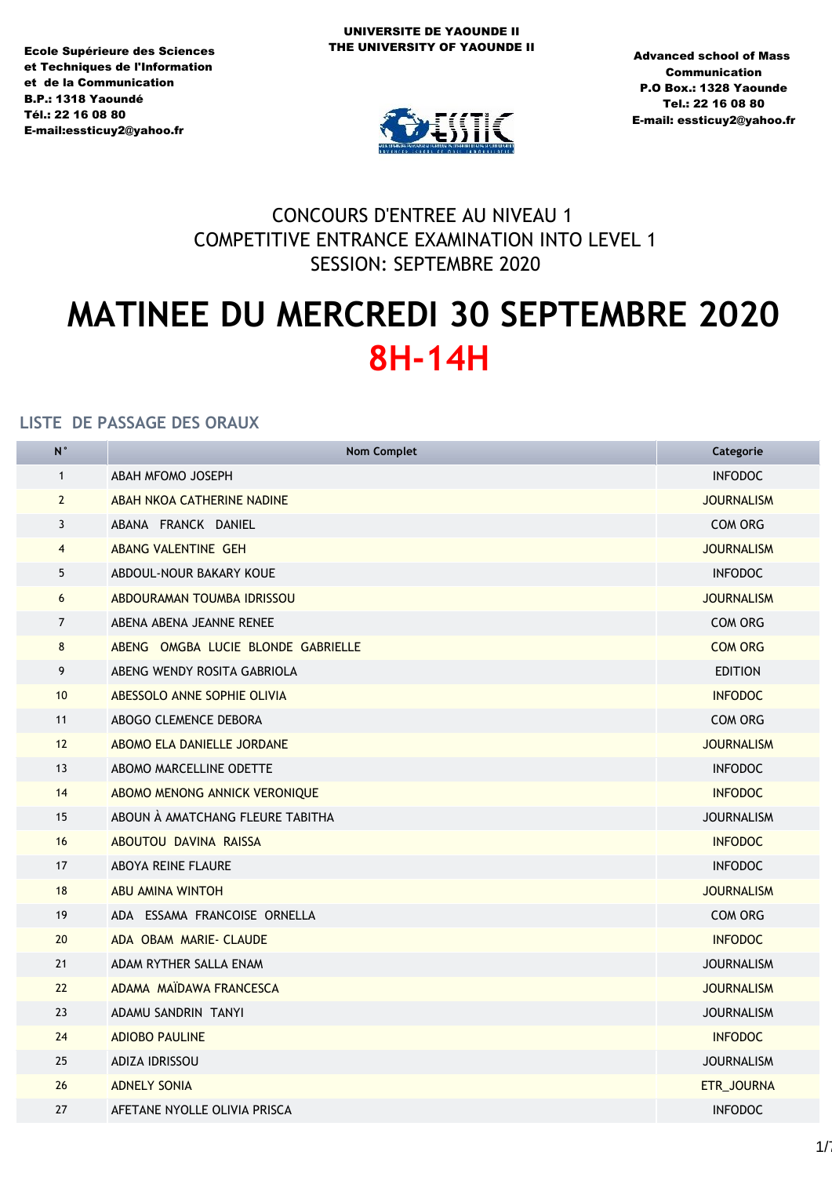Ecole Supérieure des Sciences et Techniques de l'Information et de la Communication
B.P.: 1318 Yaoundé
Tél.: 22 16 08 80
E-mail:essticuy2@yahoo.fr

UNIVERSITE DE YAOUNDE II
THE UNIVERSITY OF YAOUNDE II

Advanced school of Mass Communication
P.O Box.: 1328 Yaounde
Tel.: 22 16 08 80
E-mail: essticuy2@yahoo.fr

## CONCOURS D'ENTREE AU NIVEAU 1
## COMPETITIVE ENTRANCE EXAMINATION INTO LEVEL 1
## SESSION: SEPTEMBRE 2020

# MATINEE DU MERCREDI 30 SEPTEMBRE 2020
# 8H-14H

### LISTE DE PASSAGE DES ORAUX

| N° | Nom Complet | Categorie |
|---|---|---|
| 1 | ABAH MFOMO JOSEPH | INFODOC |
| 2 | ABAH NKOA CATHERINE NADINE | JOURNALISM |
| 3 | ABANA FRANCK DANIEL | COM ORG |
| 4 | ABANG VALENTINE GEH | JOURNALISM |
| 5 | ABDOUL-NOUR BAKARY KOUE | INFODOC |
| 6 | ABDOURAMAN TOUMBA IDRISSOU | JOURNALISM |
| 7 | ABENA ABENA JEANNE RENEE | COM ORG |
| 8 | ABENG OMGBA LUCIE BLONDE GABRIELLE | COM ORG |
| 9 | ABENG WENDY ROSITA GABRIOLA | EDITION |
| 10 | ABESSOLO ANNE SOPHIE OLIVIA | INFODOC |
| 11 | ABOGO CLEMENCE DEBORA | COM ORG |
| 12 | ABOMO ELA DANIELLE JORDANE | JOURNALISM |
| 13 | ABOMO MARCELLINE ODETTE | INFODOC |
| 14 | ABOMO MENONG ANNICK VERONIQUE | INFODOC |
| 15 | ABOUN À AMATCHANG FLEURE TABITHA | JOURNALISM |
| 16 | ABOUTOU DAVINA RAISSA | INFODOC |
| 17 | ABOYA REINE FLAURE | INFODOC |
| 18 | ABU AMINA WINTOH | JOURNALISM |
| 19 | ADA ESSAMA FRANCOISE ORNELLA | COM ORG |
| 20 | ADA OBAM MARIE- CLAUDE | INFODOC |
| 21 | ADAM RYTHER SALLA ENAM | JOURNALISM |
| 22 | ADAMA MAÏDAWA FRANCESCA | JOURNALISM |
| 23 | ADAMU SANDRIN TANYI | JOURNALISM |
| 24 | ADIOBO PAULINE | INFODOC |
| 25 | ADIZA IDRISSOU | JOURNALISM |
| 26 | ADNELY SONIA | ETR_JOURNA |
| 27 | AFETANE NYOLLE OLIVIA PRISCA | INFODOC |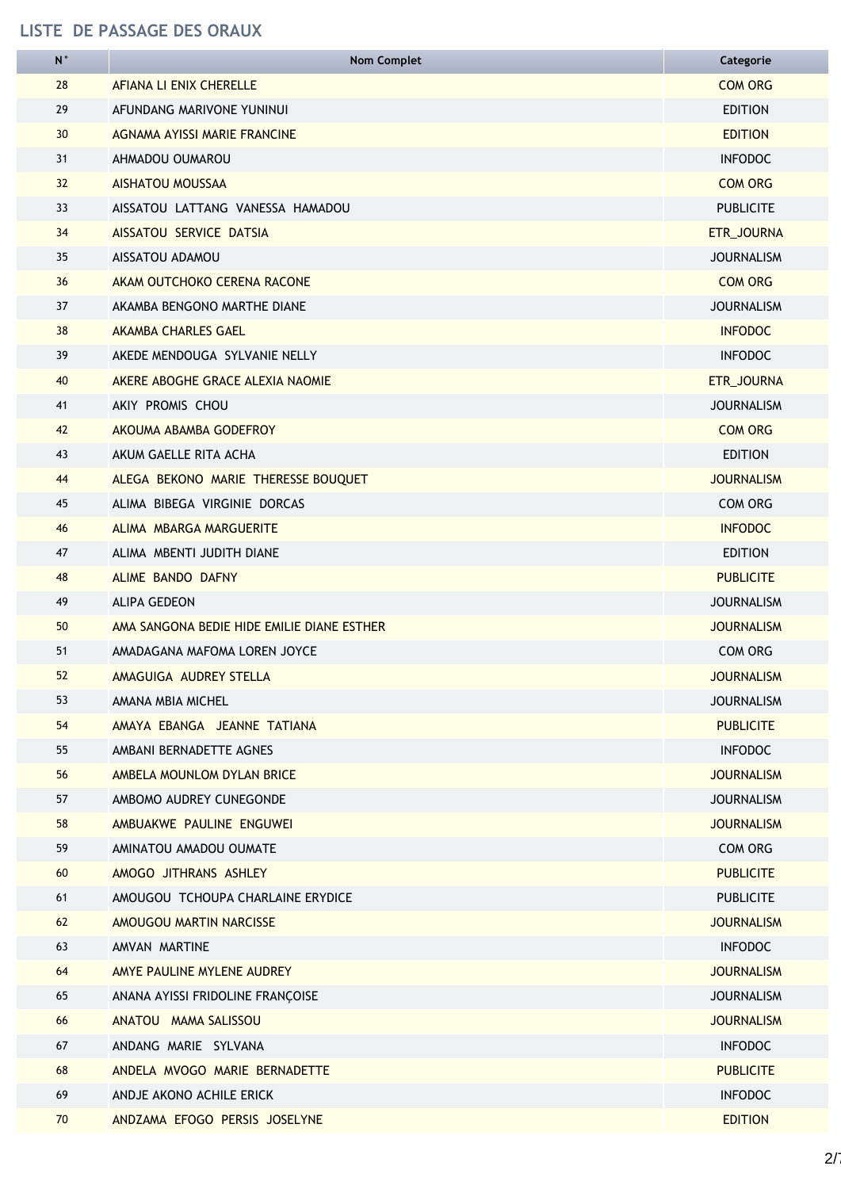## LISTE DE PASSAGE DES ORAUX

| N° | Nom Complet | Categorie |
|---|---|---|
| 28 | AFIANA LI ENIX CHERELLE | COM ORG |
| 29 | AFUNDANG MARIVONE YUNINUI | EDITION |
| 30 | AGNAMA AYISSI MARIE FRANCINE | EDITION |
| 31 | AHMADOU OUMAROU | INFODOC |
| 32 | AISHATOU MOUSSAA | COM ORG |
| 33 | AISSATOU LATTANG VANESSA HAMADOU | PUBLICITE |
| 34 | AISSATOU SERVICE DATSIA | ETR_JOURNA |
| 35 | AISSATOU ADAMOU | JOURNALISM |
| 36 | AKAM OUTCHOKO CERENA RACONE | COM ORG |
| 37 | AKAMBA BENGONO MARTHE DIANE | JOURNALISM |
| 38 | AKAMBA CHARLES GAEL | INFODOC |
| 39 | AKEDE MENDOUGA SYLVANIE NELLY | INFODOC |
| 40 | AKERE ABOGHE GRACE ALEXIA NAOMIE | ETR_JOURNA |
| 41 | AKIY PROMIS CHOU | JOURNALISM |
| 42 | AKOUMA ABAMBA GODEFROY | COM ORG |
| 43 | AKUM GAELLE RITA ACHA | EDITION |
| 44 | ALEGA BEKONO MARIE THERESSE BOUQUET | JOURNALISM |
| 45 | ALIMA BIBEGA VIRGINIE DORCAS | COM ORG |
| 46 | ALIMA MBARGA MARGUERITE | INFODOC |
| 47 | ALIMA MBENTI JUDITH DIANE | EDITION |
| 48 | ALIME BANDO DAFNY | PUBLICITE |
| 49 | ALIPA GEDEON | JOURNALISM |
| 50 | AMA SANGONA BEDIE HIDE EMILIE DIANE ESTHER | JOURNALISM |
| 51 | AMADAGANA MAFOMA LOREN JOYCE | COM ORG |
| 52 | AMAGUIGA AUDREY STELLA | JOURNALISM |
| 53 | AMANA MBIA MICHEL | JOURNALISM |
| 54 | AMAYA EBANGA JEANNE TATIANA | PUBLICITE |
| 55 | AMBANI BERNADETTE AGNES | INFODOC |
| 56 | AMBELA MOUNLOM DYLAN BRICE | JOURNALISM |
| 57 | AMBOMO AUDREY CUNEGONDE | JOURNALISM |
| 58 | AMBUAKWE PAULINE ENGUWEI | JOURNALISM |
| 59 | AMINATOU AMADOU OUMATE | COM ORG |
| 60 | AMOGO JITHRANS ASHLEY | PUBLICITE |
| 61 | AMOUGOU TCHOUPA CHARLAINE ERYDICE | PUBLICITE |
| 62 | AMOUGOU MARTIN NARCISSE | JOURNALISM |
| 63 | AMVAN MARTINE | INFODOC |
| 64 | AMYE PAULINE MYLENE AUDREY | JOURNALISM |
| 65 | ANANA AYISSI FRIDOLINE FRANÇOISE | JOURNALISM |
| 66 | ANATOU MAMA SALISSOU | JOURNALISM |
| 67 | ANDANG MARIE SYLVANA | INFODOC |
| 68 | ANDELA MVOGO MARIE BERNADETTE | PUBLICITE |
| 69 | ANDJE AKONO ACHILE ERICK | INFODOC |
| 70 | ANDZAMA EFOGO PERSIS JOSELYNE | EDITION |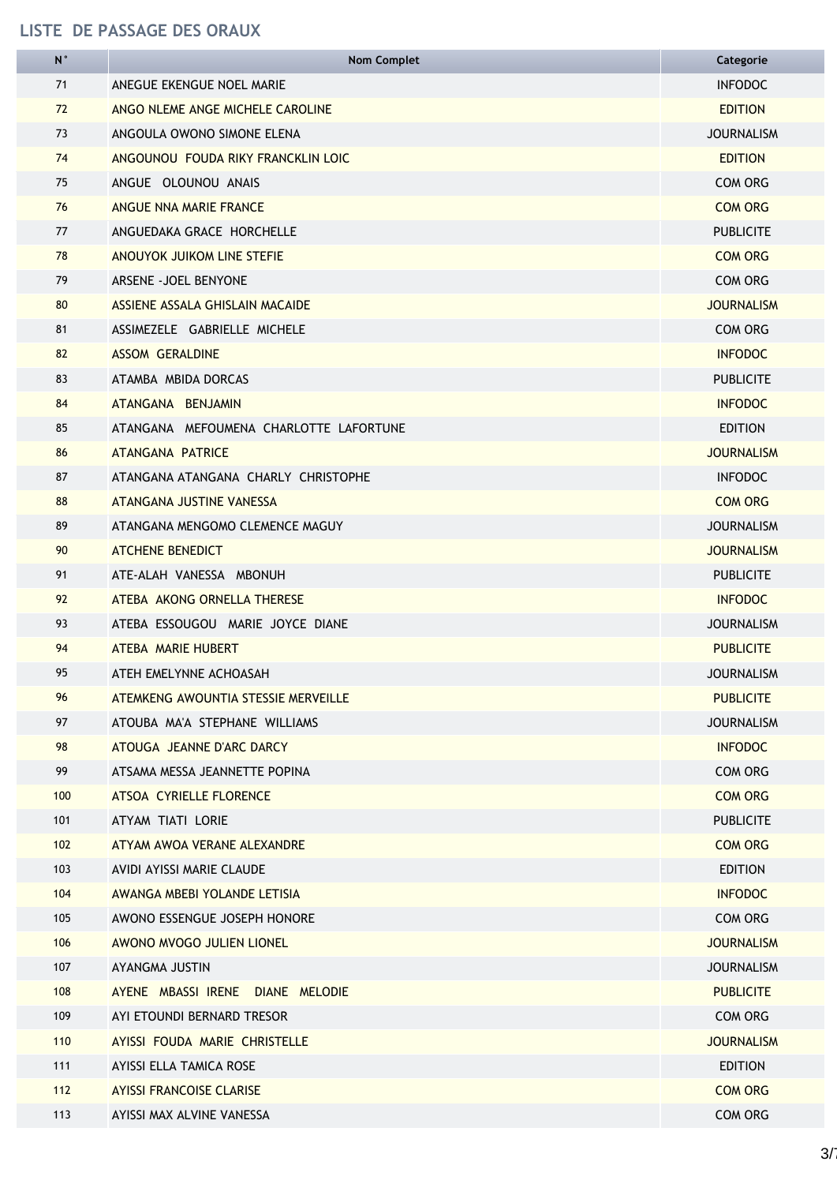## LISTE DE PASSAGE DES ORAUX

| N° | Nom Complet | Categorie |
|---|---|---|
| 71 | ANEGUE EKENGUE NOEL MARIE | INFODOC |
| 72 | ANGO NLEME ANGE MICHELE CAROLINE | EDITION |
| 73 | ANGOULA OWONO SIMONE ELENA | JOURNALISM |
| 74 | ANGOUNOU FOUDA RIKY FRANCKLIN LOIC | EDITION |
| 75 | ANGUE OLOUNOU ANAIS | COM ORG |
| 76 | ANGUE NNA MARIE FRANCE | COM ORG |
| 77 | ANGUEDAKA GRACE HORCHELLE | PUBLICITE |
| 78 | ANOUYOK JUIKOM LINE STEFIE | COM ORG |
| 79 | ARSENE -JOEL BENYONE | COM ORG |
| 80 | ASSIENE ASSALA GHISLAIN MACAIDE | JOURNALISM |
| 81 | ASSIMEZELE GABRIELLE MICHELE | COM ORG |
| 82 | ASSOM GERALDINE | INFODOC |
| 83 | ATAMBA MBIDA DORCAS | PUBLICITE |
| 84 | ATANGANA BENJAMIN | INFODOC |
| 85 | ATANGANA MEFOUMENA CHARLOTTE LAFORTUNE | EDITION |
| 86 | ATANGANA PATRICE | JOURNALISM |
| 87 | ATANGANA ATANGANA CHARLY CHRISTOPHE | INFODOC |
| 88 | ATANGANA JUSTINE VANESSA | COM ORG |
| 89 | ATANGANA MENGOMO CLEMENCE MAGUY | JOURNALISM |
| 90 | ATCHENE BENEDICT | JOURNALISM |
| 91 | ATE-ALAH VANESSA MBONUH | PUBLICITE |
| 92 | ATEBA AKONG ORNELLA THERESE | INFODOC |
| 93 | ATEBA ESSOUGOU MARIE JOYCE DIANE | JOURNALISM |
| 94 | ATEBA MARIE HUBERT | PUBLICITE |
| 95 | ATEH EMELYNNE ACHOASAH | JOURNALISM |
| 96 | ATEMKENG AWOUNTIA STESSIE MERVEILLE | PUBLICITE |
| 97 | ATOUBA MA'A STEPHANE WILLIAMS | JOURNALISM |
| 98 | ATOUGA JEANNE D'ARC DARCY | INFODOC |
| 99 | ATSAMA MESSA JEANNETTE POPINA | COM ORG |
| 100 | ATSOA CYRIELLE FLORENCE | COM ORG |
| 101 | ATYAM TIATI LORIE | PUBLICITE |
| 102 | ATYAM AWOA VERANE ALEXANDRE | COM ORG |
| 103 | AVIDI AYISSI MARIE CLAUDE | EDITION |
| 104 | AWANGA MBEBI YOLANDE LETISIA | INFODOC |
| 105 | AWONO ESSENGUE JOSEPH HONORE | COM ORG |
| 106 | AWONO MVOGO JULIEN LIONEL | JOURNALISM |
| 107 | AYANGMA JUSTIN | JOURNALISM |
| 108 | AYENE MBASSI IRENE DIANE MELODIE | PUBLICITE |
| 109 | AYI ETOUNDI BERNARD TRESOR | COM ORG |
| 110 | AYISSI FOUDA MARIE CHRISTELLE | JOURNALISM |
| 111 | AYISSI ELLA TAMICA ROSE | EDITION |
| 112 | AYISSI FRANCOISE CLARISE | COM ORG |
| 113 | AYISSI MAX ALVINE VANESSA | COM ORG |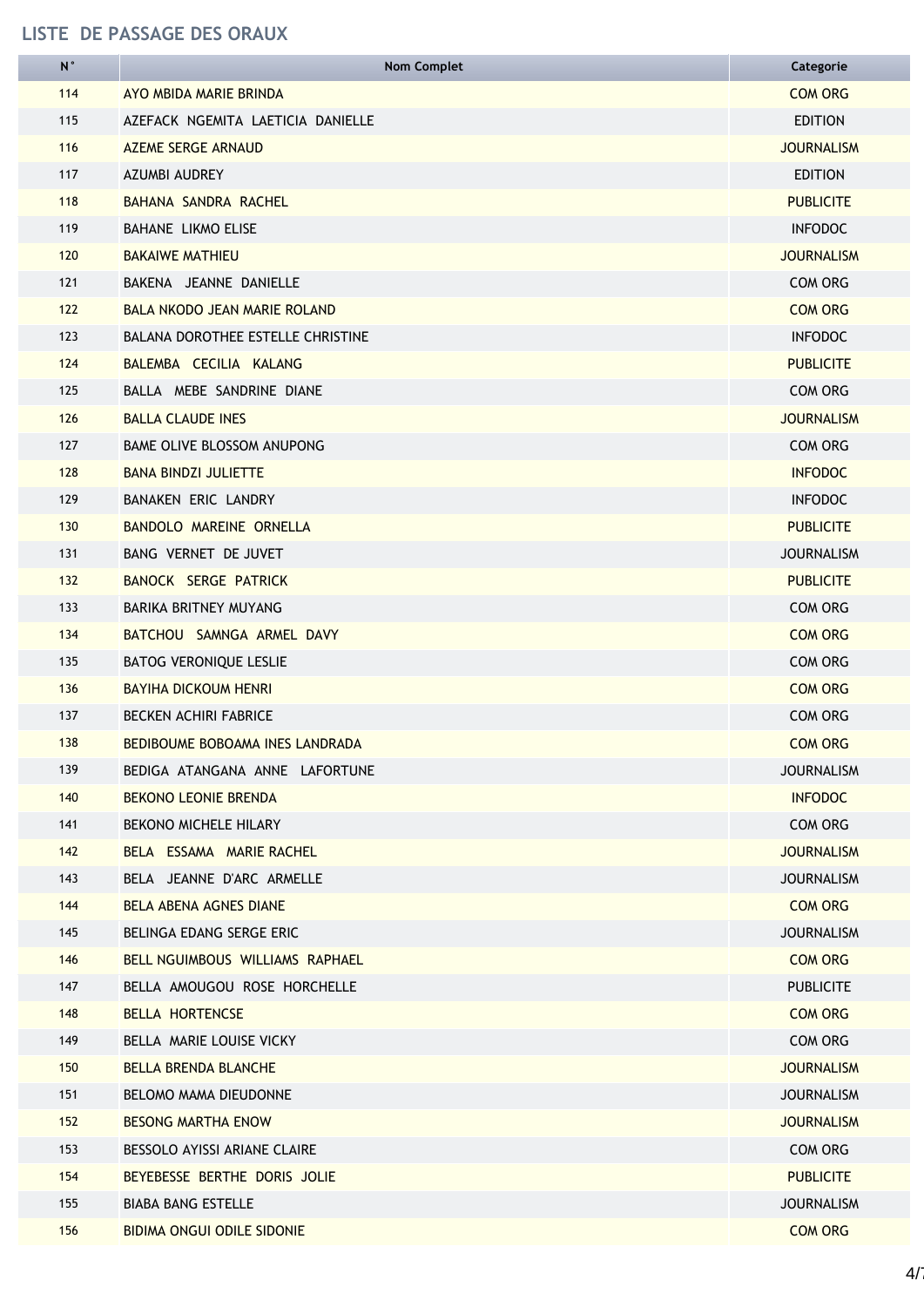## LISTE DE PASSAGE DES ORAUX

| N° | Nom Complet | Categorie |
|---|---|---|
| 114 | AYO MBIDA MARIE BRINDA | COM ORG |
| 115 | AZEFACK NGEMITA LAETICIA DANIELLE | EDITION |
| 116 | AZEME SERGE ARNAUD | JOURNALISM |
| 117 | AZUMBI AUDREY | EDITION |
| 118 | BAHANA SANDRA RACHEL | PUBLICITE |
| 119 | BAHANE LIKMO ELISE | INFODOC |
| 120 | BAKAIWE MATHIEU | JOURNALISM |
| 121 | BAKENA JEANNE DANIELLE | COM ORG |
| 122 | BALA NKODO JEAN MARIE ROLAND | COM ORG |
| 123 | BALANA DOROTHEE ESTELLE CHRISTINE | INFODOC |
| 124 | BALEMBA CECILIA KALANG | PUBLICITE |
| 125 | BALLA MEBE SANDRINE DIANE | COM ORG |
| 126 | BALLA CLAUDE INES | JOURNALISM |
| 127 | BAME OLIVE BLOSSOM ANUPONG | COM ORG |
| 128 | BANA BINDZI JULIETTE | INFODOC |
| 129 | BANAKEN ERIC LANDRY | INFODOC |
| 130 | BANDOLO MAREINE ORNELLA | PUBLICITE |
| 131 | BANG VERNET DE JUVET | JOURNALISM |
| 132 | BANOCK SERGE PATRICK | PUBLICITE |
| 133 | BARIKA BRITNEY MUYANG | COM ORG |
| 134 | BATCHOU SAMNGA ARMEL DAVY | COM ORG |
| 135 | BATOG VERONIQUE LESLIE | COM ORG |
| 136 | BAYIHA DICKOUM HENRI | COM ORG |
| 137 | BECKEN ACHIRI FABRICE | COM ORG |
| 138 | BEDIBOUME BOBOAMA INES LANDRADA | COM ORG |
| 139 | BEDIGA ATANGANA ANNE LAFORTUNE | JOURNALISM |
| 140 | BEKONO LEONIE BRENDA | INFODOC |
| 141 | BEKONO MICHELE HILARY | COM ORG |
| 142 | BELA ESSAMA MARIE RACHEL | JOURNALISM |
| 143 | BELA JEANNE D'ARC ARMELLE | JOURNALISM |
| 144 | BELA ABENA AGNES DIANE | COM ORG |
| 145 | BELINGA EDANG SERGE ERIC | JOURNALISM |
| 146 | BELL NGUIMBOUS WILLIAMS RAPHAEL | COM ORG |
| 147 | BELLA AMOUGOU ROSE HORCHELLE | PUBLICITE |
| 148 | BELLA HORTENCSE | COM ORG |
| 149 | BELLA MARIE LOUISE VICKY | COM ORG |
| 150 | BELLA BRENDA BLANCHE | JOURNALISM |
| 151 | BELOMO MAMA DIEUDONNE | JOURNALISM |
| 152 | BESONG MARTHA ENOW | JOURNALISM |
| 153 | BESSOLO AYISSI ARIANE CLAIRE | COM ORG |
| 154 | BEYEBESSE BERTHE DORIS JOLIE | PUBLICITE |
| 155 | BIABA BANG ESTELLE | JOURNALISM |
| 156 | BIDIMA ONGUI ODILE SIDONIE | COM ORG |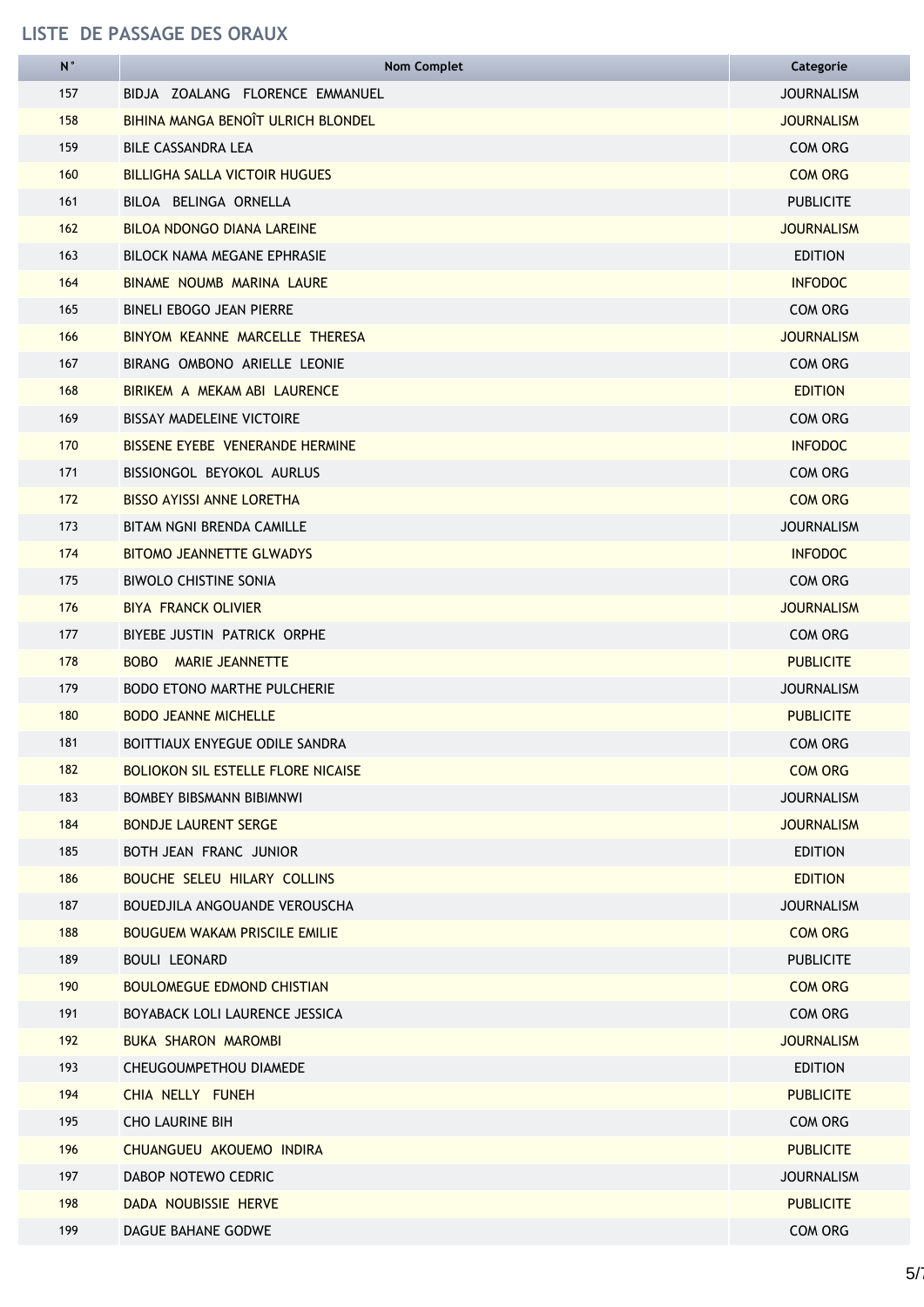## LISTE DE PASSAGE DES ORAUX

| N° | Nom Complet | Categorie |
|---|---|---|
| 157 | BIDJA ZOALANG FLORENCE EMMANUEL | JOURNALISM |
| 158 | BIHINA MANGA BENOÎT ULRICH BLONDEL | JOURNALISM |
| 159 | BILE CASSANDRA LEA | COM ORG |
| 160 | BILLIGHA SALLA VICTOIR HUGUES | COM ORG |
| 161 | BILOA BELINGA ORNELLA | PUBLICITE |
| 162 | BILOA NDONGO DIANA LAREINE | JOURNALISM |
| 163 | BILOCK NAMA MEGANE EPHRASIE | EDITION |
| 164 | BINAME NOUMB MARINA LAURE | INFODOC |
| 165 | BINELI EBOGO JEAN PIERRE | COM ORG |
| 166 | BINYOM KEANNE MARCELLE THERESA | JOURNALISM |
| 167 | BIRANG OMBONO ARIELLE LEONIE | COM ORG |
| 168 | BIRIKEM A MEKAM ABI LAURENCE | EDITION |
| 169 | BISSAY MADELEINE VICTOIRE | COM ORG |
| 170 | BISSENE EYEBE VENERANDE HERMINE | INFODOC |
| 171 | BISSIONGOL BEYOKOL AURLUS | COM ORG |
| 172 | BISSO AYISSI ANNE LORETHA | COM ORG |
| 173 | BITAM NGNI BRENDA CAMILLE | JOURNALISM |
| 174 | BITOMO JEANNETTE GLWADYS | INFODOC |
| 175 | BIWOLO CHISTINE SONIA | COM ORG |
| 176 | BIYA FRANCK OLIVIER | JOURNALISM |
| 177 | BIYEBE JUSTIN PATRICK ORPHE | COM ORG |
| 178 | BOBO MARIE JEANNETTE | PUBLICITE |
| 179 | BODO ETONO MARTHE PULCHERIE | JOURNALISM |
| 180 | BODO JEANNE MICHELLE | PUBLICITE |
| 181 | BOITTIAUX ENYEGUE ODILE SANDRA | COM ORG |
| 182 | BOLIOKON SIL ESTELLE FLORE NICAISE | COM ORG |
| 183 | BOMBEY BIBSMANN BIBIMNWI | JOURNALISM |
| 184 | BONDJE LAURENT SERGE | JOURNALISM |
| 185 | BOTH JEAN FRANC JUNIOR | EDITION |
| 186 | BOUCHE SELEU HILARY COLLINS | EDITION |
| 187 | BOUEDJILA ANGOUANDE VEROUSCHA | JOURNALISM |
| 188 | BOUGUEM WAKAM PRISCILE EMILIE | COM ORG |
| 189 | BOULI LEONARD | PUBLICITE |
| 190 | BOULOMEGUE EDMOND CHISTIAN | COM ORG |
| 191 | BOYABACK LOLI LAURENCE JESSICA | COM ORG |
| 192 | BUKA SHARON MAROMBI | JOURNALISM |
| 193 | CHEUGOUMPETHOU DIAMEDE | EDITION |
| 194 | CHIA NELLY FUNEH | PUBLICITE |
| 195 | CHO LAURINE BIH | COM ORG |
| 196 | CHUANGUEU AKOUEMO INDIRA | PUBLICITE |
| 197 | DABOP NOTEWO CEDRIC | JOURNALISM |
| 198 | DADA NOUBISSIE HERVE | PUBLICITE |
| 199 | DAGUE BAHANE GODWE | COM ORG |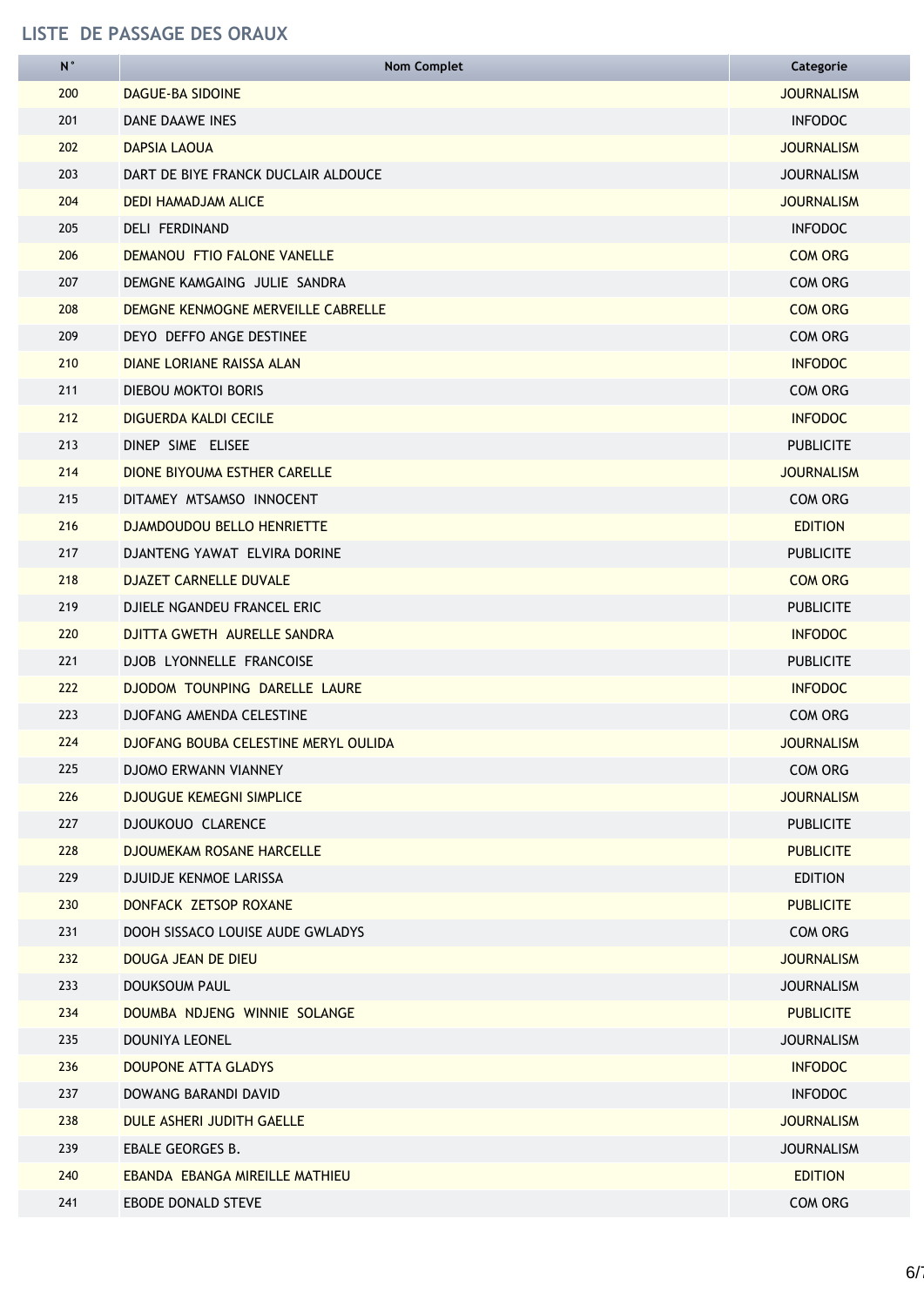## LISTE DE PASSAGE DES ORAUX

| N° | Nom Complet | Categorie |
|---|---|---|
| 200 | DAGUE-BA SIDOINE | JOURNALISM |
| 201 | DANE DAAWE INES | INFODOC |
| 202 | DAPSIA LAOUA | JOURNALISM |
| 203 | DART DE BIYE FRANCK DUCLAIR ALDOUCE | JOURNALISM |
| 204 | DEDI HAMADJAM ALICE | JOURNALISM |
| 205 | DELI FERDINAND | INFODOC |
| 206 | DEMANOU FTIO FALONE VANELLE | COM ORG |
| 207 | DEMGNE KAMGAING JULIE SANDRA | COM ORG |
| 208 | DEMGNE KENMOGNE MERVEILLE CABRELLE | COM ORG |
| 209 | DEYO DEFFO ANGE DESTINEE | COM ORG |
| 210 | DIANE LORIANE RAISSA ALAN | INFODOC |
| 211 | DIEBOU MOKTOI BORIS | COM ORG |
| 212 | DIGUERDA KALDI CECILE | INFODOC |
| 213 | DINEP SIME ELISEE | PUBLICITE |
| 214 | DIONE BIYOUMA ESTHER CARELLE | JOURNALISM |
| 215 | DITAMEY MTSAMSO INNOCENT | COM ORG |
| 216 | DJAMDOUDOU BELLO HENRIETTE | EDITION |
| 217 | DJANTENG YAWAT ELVIRA DORINE | PUBLICITE |
| 218 | DJAZET CARNELLE DUVALE | COM ORG |
| 219 | DJIELE NGANDEU FRANCEL ERIC | PUBLICITE |
| 220 | DJITTA GWETH AURELLE SANDRA | INFODOC |
| 221 | DJOB LYONNELLE FRANCOISE | PUBLICITE |
| 222 | DJODOM TOUNPING DARELLE LAURE | INFODOC |
| 223 | DJOFANG AMENDA CELESTINE | COM ORG |
| 224 | DJOFANG BOUBA CELESTINE MERYL OULIDA | JOURNALISM |
| 225 | DJOMO ERWANN VIANNEY | COM ORG |
| 226 | DJOUGUE KEMEGNI SIMPLICE | JOURNALISM |
| 227 | DJOUKOUO CLARENCE | PUBLICITE |
| 228 | DJOUMEKAM ROSANE HARCELLE | PUBLICITE |
| 229 | DJUIDJE KENMOE LARISSA | EDITION |
| 230 | DONFACK ZETSOP ROXANE | PUBLICITE |
| 231 | DOOH SISSACO LOUISE AUDE GWLADYS | COM ORG |
| 232 | DOUGA JEAN DE DIEU | JOURNALISM |
| 233 | DOUKSOUM PAUL | JOURNALISM |
| 234 | DOUMBA NDJENG WINNIE SOLANGE | PUBLICITE |
| 235 | DOUNIYA LEONEL | JOURNALISM |
| 236 | DOUPONE ATTA GLADYS | INFODOC |
| 237 | DOWANG BARANDI DAVID | INFODOC |
| 238 | DULE ASHERI JUDITH GAELLE | JOURNALISM |
| 239 | EBALE GEORGES B. | JOURNALISM |
| 240 | EBANDA EBANGA MIREILLE MATHIEU | EDITION |
| 241 | EBODE DONALD STEVE | COM ORG |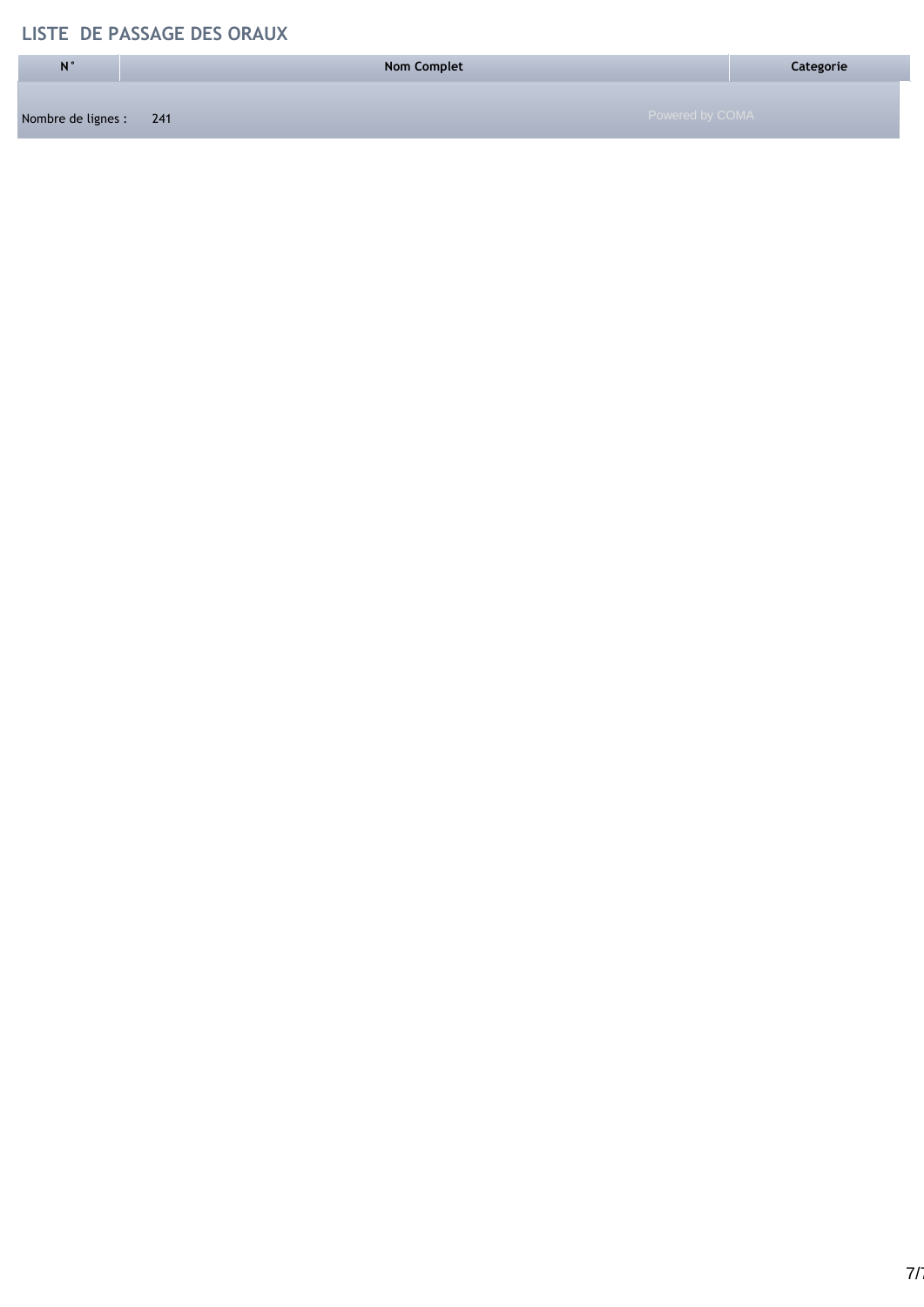## LISTE DE PASSAGE DES ORAUX

| N° | Nom Complet | Categorie |
| --- | --- | --- |

Nombre de lignes : 241

Powered by COMA